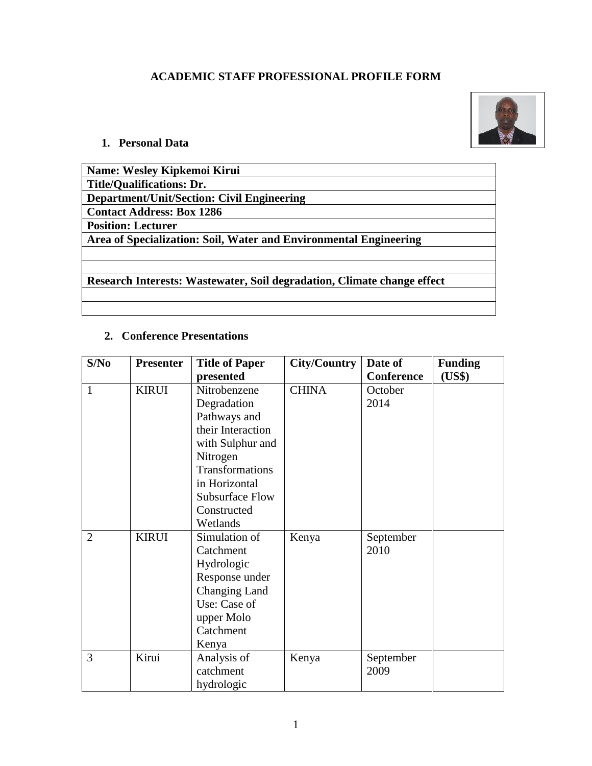# ACADEMIC STAFF PROFESSIONAL PROFILE FORM

## 1. Personal Data

| **Name: Wesley Kipkemoi Kirui** |
|---|
| **Title/Qualifications: Dr.** |
| **Department/Unit/Section: Civil Engineering** |
| **Contact Address: Box 1286** |
| **Position: Lecturer** |
| **Area of Specialization: Soil, Water and Environmental Engineering** |
| |
| |
| **Research Interests: Wastewater, Soil degradation, Climate change effect** |
| |
| |

## 2. Conference Presentations

| S/No | Presenter | Title of Paper presented | City/Country | Date of Conference | Funding (US$) |
|---|---|---|---|---|---|
| 1 | KIRUI | Nitrobenzene Degradation Pathways and their Interaction with Sulphur and Nitrogen Transformations in Horizontal Subsurface Flow Constructed Wetlands | CHINA | October 2014 | |
| 2 | KIRUI | Simulation of Catchment Hydrologic Response under Changing Land Use: Case of upper Molo Catchment Kenya | Kenya | September 2010 | |
| 3 | Kirui | Analysis of catchment hydrologic | Kenya | September 2009 | |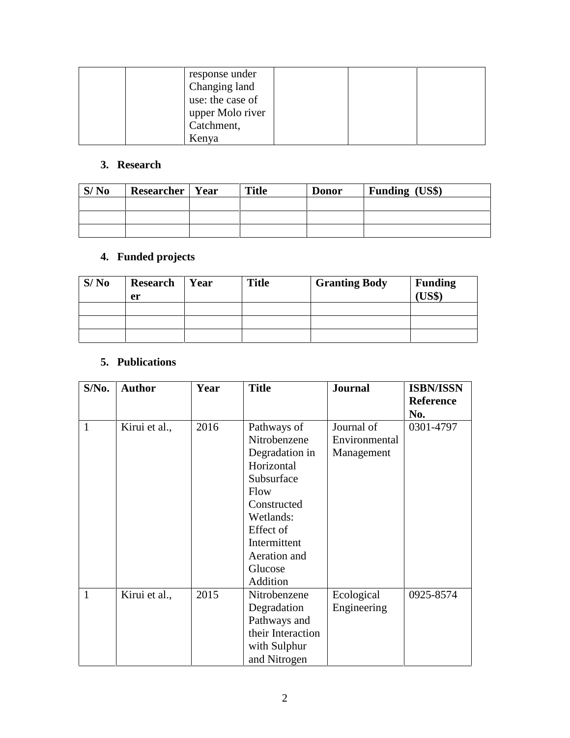| | | response under Changing land use: the case of upper Molo river Catchment, Kenya | | | |
|---|---|---|---|---|---|

## 3. Research

| S/ No | Researcher | Year | Title | Donor | Funding (US$) |
|---|---|---|---|---|---|
| | | | | | |
| | | | | | |
| | | | | | |

## 4. Funded projects

| S/ No | Researcher | Year | Title | Granting Body | Funding (US$) |
|---|---|---|---|---|---|
| | | | | | |
| | | | | | |
| | | | | | |

## 5. Publications

| S/No. | Author | Year | Title | Journal | ISBN/ISSN Reference No. |
|---|---|---|---|---|---|
| 1 | Kirui et al., | 2016 | Pathways of Nitrobenzene Degradation in Horizontal Subsurface Flow Constructed Wetlands: Effect of Intermittent Aeration and Glucose Addition | Journal of Environmental Management | 0301-4797 |
| 1 | Kirui et al., | 2015 | Nitrobenzene Degradation Pathways and their Interaction with Sulphur and Nitrogen | Ecological Engineering | 0925-8574 |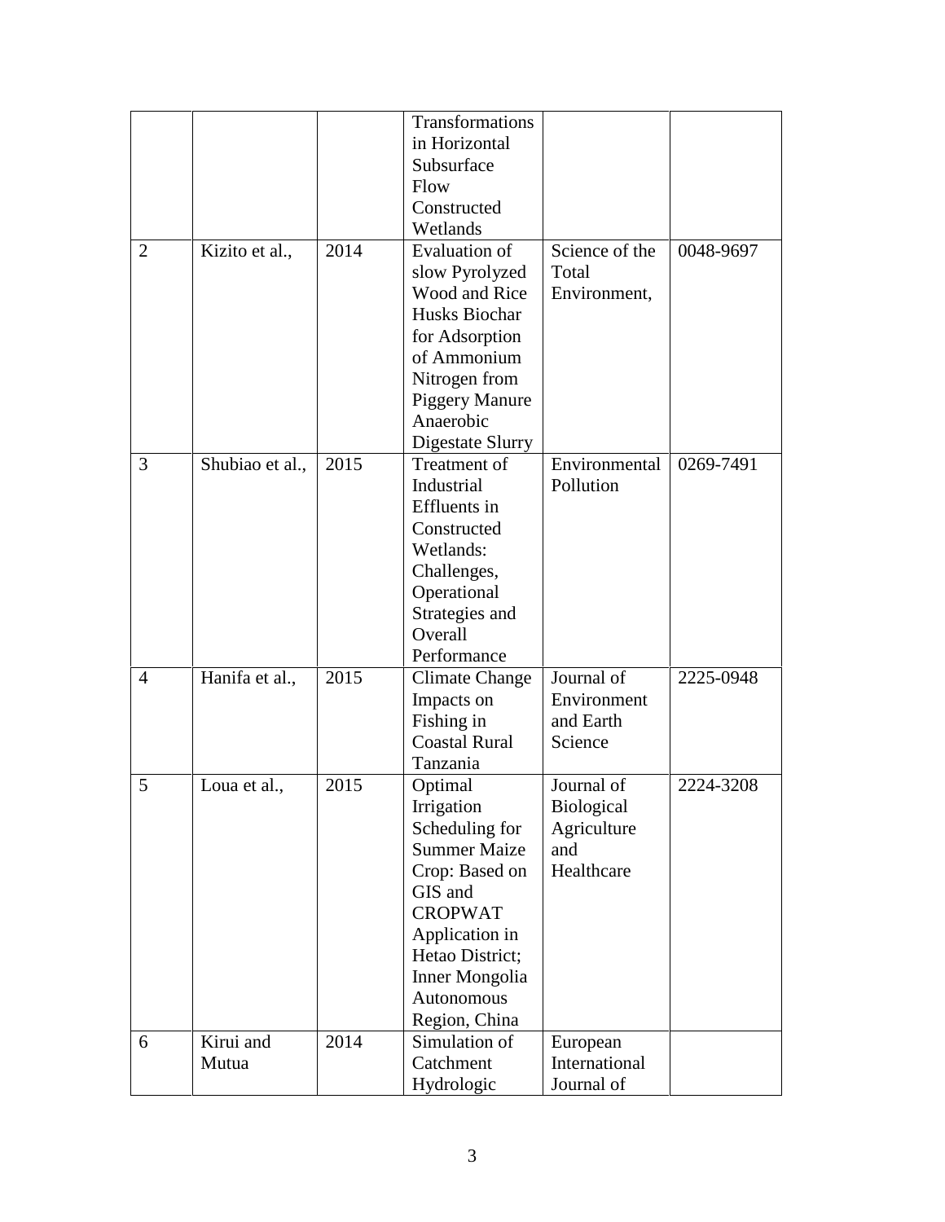| | | | Transformations in Horizontal Subsurface Flow Constructed Wetlands | | |
|---|---|---|---|---|---|
| 2 | Kizito et al., | 2014 | Evaluation of slow Pyrolyzed Wood and Rice Husks Biochar for Adsorption of Ammonium Nitrogen from Piggery Manure Anaerobic Digestate Slurry | Science of the Total Environment, | 0048-9697 |
| 3 | Shubiao et al., | 2015 | Treatment of Industrial Effluents in Constructed Wetlands: Challenges, Operational Strategies and Overall Performance | Environmental Pollution | 0269-7491 |
| 4 | Hanifa et al., | 2015 | Climate Change Impacts on Fishing in Coastal Rural Tanzania | Journal of Environment and Earth Science | 2225-0948 |
| 5 | Loua et al., | 2015 | Optimal Irrigation Scheduling for Summer Maize Crop: Based on GIS and CROPWAT Application in Hetao District; Inner Mongolia Autonomous Region, China | Journal of Biological Agriculture and Healthcare | 2224-3208 |
| 6 | Kirui and Mutua | 2014 | Simulation of Catchment Hydrologic | European International Journal of | |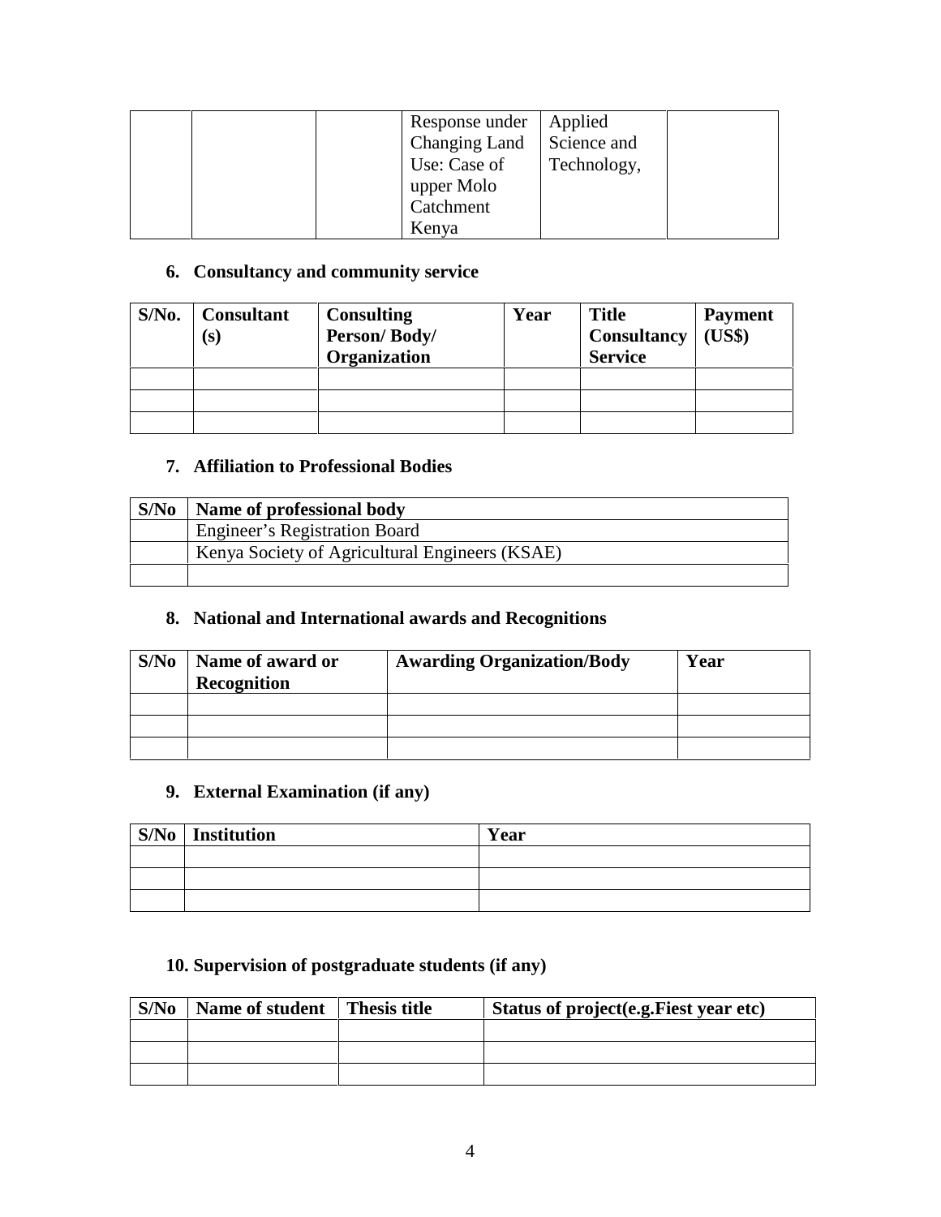| | | | Response under Changing Land Use: Case of upper Molo Catchment Kenya | Applied Science and Technology, | |
|---|---|---|---|---|---|

**6. Consultancy and community service**

| S/No. | Consultant (s) | Consulting Person/ Body/ Organization | Year | Title Consultancy Service | Payment (US$) |
|---|---|---|---|---|---|
| | | | | | |
| | | | | | |
| | | | | | |

**7. Affiliation to Professional Bodies**

| S/No | Name of professional body |
|---|---|
| | Engineer's Registration Board |
| | Kenya Society of Agricultural Engineers (KSAE) |
| | |

**8. National and International awards and Recognitions**

| S/No | Name of award or Recognition | Awarding Organization/Body | Year |
|---|---|---|---|
| | | | |
| | | | |
| | | | |

**9. External Examination (if any)**

| S/No | Institution | Year |
|---|---|---|
| | | |
| | | |
| | | |

**10. Supervision of postgraduate students (if any)**

| S/No | Name of student | Thesis title | Status of project(e.g.Fiest year etc) |
|---|---|---|---|
| | | | |
| | | | |
| | | | |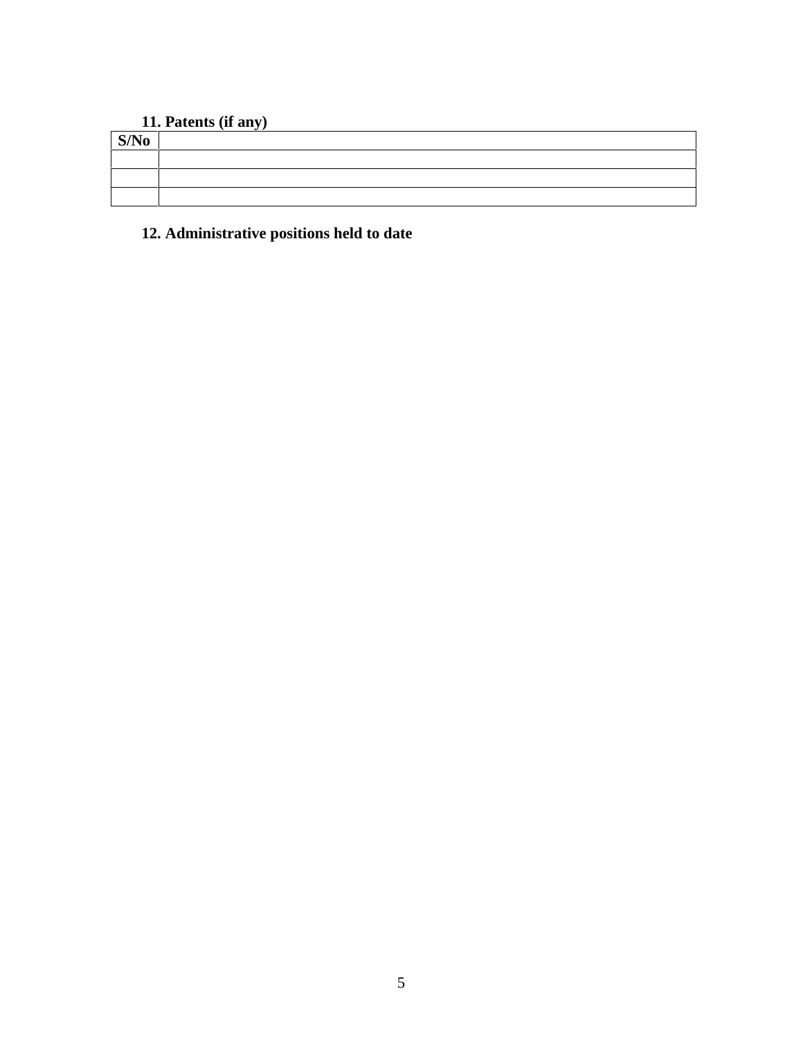**11. Patents (if any)**

| S/No | |
|---|---|
| | |
| | |
| | |

**12. Administrative positions held to date**